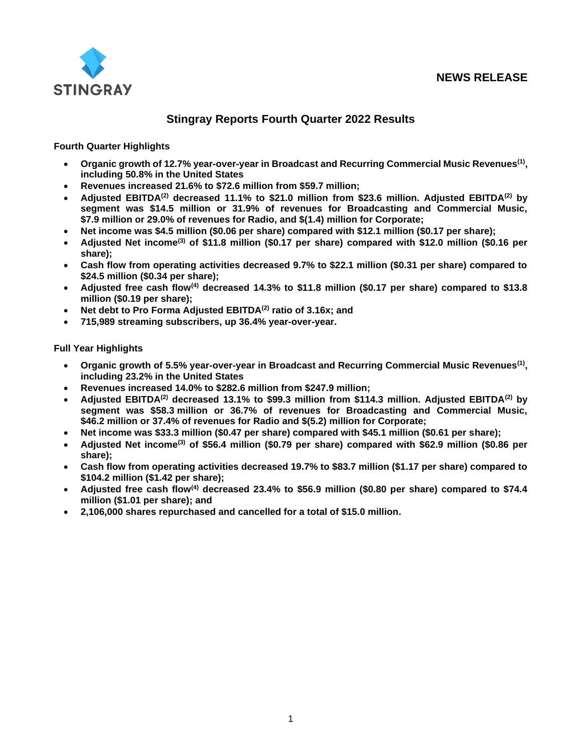STINGRAY

**NEWS RELEASE**

# Stingray Reports Fourth Quarter 2022 Results

**Fourth Quarter Highlights**

- **Organic growth of 12.7% year-over-year in Broadcast and Recurring Commercial Music Revenues[1], including 50.8% in the United States**
- **Revenues increased 21.6% to $72.6 million from $59.7 million;**
- **Adjusted EBITDA[2] decreased 11.1% to $21.0 million from $23.6 million. Adjusted EBITDA[2] by segment was $14.5 million or 31.9% of revenues for Broadcasting and Commercial Music, $7.9 million or 29.0% of revenues for Radio, and $(1.4) million for Corporate;**
- **Net income was $4.5 million ($0.06 per share) compared with $12.1 million ($0.17 per share);**
- **Adjusted Net income[3] of $11.8 million ($0.17 per share) compared with $12.0 million ($0.16 per share);**
- **Cash flow from operating activities decreased 9.7% to $22.1 million ($0.31 per share) compared to $24.5 million ($0.34 per share);**
- **Adjusted free cash flow[4] decreased 14.3% to $11.8 million ($0.17 per share) compared to $13.8 million ($0.19 per share);**
- **Net debt to Pro Forma Adjusted EBITDA[2] ratio of 3.16x; and**
- **715,989 streaming subscribers, up 36.4% year-over-year.**

**Full Year Highlights**

- **Organic growth of 5.5% year-over-year in Broadcast and Recurring Commercial Music Revenues[1], including 23.2% in the United States**
- **Revenues increased 14.0% to $282.6 million from $247.9 million;**
- **Adjusted EBITDA[2] decreased 13.1% to $99.3 million from $114.3 million. Adjusted EBITDA[2] by segment was $58.3 million or 36.7% of revenues for Broadcasting and Commercial Music, $46.2 million or 37.4% of revenues for Radio and $(5.2) million for Corporate;**
- **Net income was $33.3 million ($0.47 per share) compared with $45.1 million ($0.61 per share);**
- **Adjusted Net income[3] of $56.4 million ($0.79 per share) compared with $62.9 million ($0.86 per share);**
- **Cash flow from operating activities decreased 19.7% to $83.7 million ($1.17 per share) compared to $104.2 million ($1.42 per share);**
- **Adjusted free cash flow[4] decreased 23.4% to $56.9 million ($0.80 per share) compared to $74.4 million ($1.01 per share); and**
- **2,106,000 shares repurchased and cancelled for a total of $15.0 million.**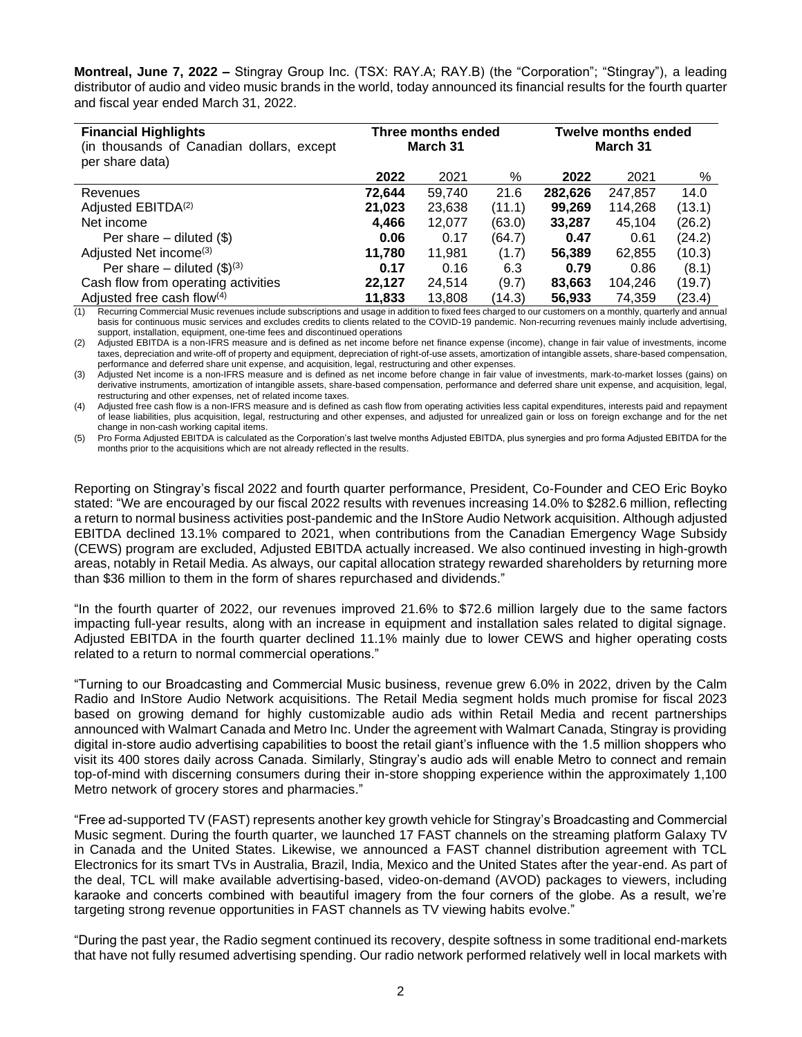**Montreal, June 7, 2022 –** Stingray Group Inc. (TSX: RAY.A; RAY.B) (the "Corporation"; "Stingray"), a leading distributor of audio and video music brands in the world, today announced its financial results for the fourth quarter and fiscal year ended March 31, 2022.

| **Financial Highlights** (in thousands of Canadian dollars, except per share data) | **Three months ended March 31** | | | **Twelve months ended March 31** | | |
|---|---|---|---|---|---|---|
| | **2022** | 2021 | % | **2022** | 2021 | % |
| Revenues | **72,644** | 59,740 | 21.6 | **282,626** | 247,857 | 14.0 |
| Adjusted EBITDA[(2)] | **21,023** | 23,638 | (11.1) | **99,269** | 114,268 | (13.1) |
| Net income | **4,466** | 12,077 | (63.0) | **33,287** | 45,104 | (26.2) |
| Per share – diluted ($) | **0.06** | 0.17 | (64.7) | **0.47** | 0.61 | (24.2) |
| Adjusted Net income[(3)] | **11,780** | 11,981 | (1.7) | **56,389** | 62,855 | (10.3) |
| Per share – diluted ($)[(3)] | **0.17** | 0.16 | 6.3 | **0.79** | 0.86 | (8.1) |
| Cash flow from operating activities | **22,127** | 24,514 | (9.7) | **83,663** | 104,246 | (19.7) |
| Adjusted free cash flow[(4)] | **11,833** | 13,808 | (14.3) | **56,933** | 74,359 | (23.4) |

(1) Recurring Commercial Music revenues include subscriptions and usage in addition to fixed fees charged to our customers on a monthly, quarterly and annual basis for continuous music services and excludes credits to clients related to the COVID-19 pandemic. Non-recurring revenues mainly include advertising, support, installation, equipment, one-time fees and discontinued operations

(2) Adjusted EBITDA is a non-IFRS measure and is defined as net income before net finance expense (income), change in fair value of investments, income taxes, depreciation and write-off of property and equipment, depreciation of right-of-use assets, amortization of intangible assets, share-based compensation, performance and deferred share unit expense, and acquisition, legal, restructuring and other expenses.

(3) Adjusted Net income is a non-IFRS measure and is defined as net income before change in fair value of investments, mark-to-market losses (gains) on derivative instruments, amortization of intangible assets, share-based compensation, performance and deferred share unit expense, and acquisition, legal, restructuring and other expenses, net of related income taxes.

(4) Adjusted free cash flow is a non-IFRS measure and is defined as cash flow from operating activities less capital expenditures, interests paid and repayment of lease liabilities, plus acquisition, legal, restructuring and other expenses, and adjusted for unrealized gain or loss on foreign exchange and for the net change in non-cash working capital items.

(5) Pro Forma Adjusted EBITDA is calculated as the Corporation's last twelve months Adjusted EBITDA, plus synergies and pro forma Adjusted EBITDA for the months prior to the acquisitions which are not already reflected in the results.

Reporting on Stingray's fiscal 2022 and fourth quarter performance, President, Co-Founder and CEO Eric Boyko stated: "We are encouraged by our fiscal 2022 results with revenues increasing 14.0% to $282.6 million, reflecting a return to normal business activities post-pandemic and the InStore Audio Network acquisition. Although adjusted EBITDA declined 13.1% compared to 2021, when contributions from the Canadian Emergency Wage Subsidy (CEWS) program are excluded, Adjusted EBITDA actually increased. We also continued investing in high-growth areas, notably in Retail Media. As always, our capital allocation strategy rewarded shareholders by returning more than $36 million to them in the form of shares repurchased and dividends."

"In the fourth quarter of 2022, our revenues improved 21.6% to $72.6 million largely due to the same factors impacting full-year results, along with an increase in equipment and installation sales related to digital signage. Adjusted EBITDA in the fourth quarter declined 11.1% mainly due to lower CEWS and higher operating costs related to a return to normal commercial operations."

"Turning to our Broadcasting and Commercial Music business, revenue grew 6.0% in 2022, driven by the Calm Radio and InStore Audio Network acquisitions. The Retail Media segment holds much promise for fiscal 2023 based on growing demand for highly customizable audio ads within Retail Media and recent partnerships announced with Walmart Canada and Metro Inc. Under the agreement with Walmart Canada, Stingray is providing digital in-store audio advertising capabilities to boost the retail giant's influence with the 1.5 million shoppers who visit its 400 stores daily across Canada. Similarly, Stingray's audio ads will enable Metro to connect and remain top-of-mind with discerning consumers during their in-store shopping experience within the approximately 1,100 Metro network of grocery stores and pharmacies."

"Free ad-supported TV (FAST) represents another key growth vehicle for Stingray's Broadcasting and Commercial Music segment. During the fourth quarter, we launched 17 FAST channels on the streaming platform Galaxy TV in Canada and the United States. Likewise, we announced a FAST channel distribution agreement with TCL Electronics for its smart TVs in Australia, Brazil, India, Mexico and the United States after the year-end. As part of the deal, TCL will make available advertising-based, video-on-demand (AVOD) packages to viewers, including karaoke and concerts combined with beautiful imagery from the four corners of the globe. As a result, we're targeting strong revenue opportunities in FAST channels as TV viewing habits evolve."

"During the past year, the Radio segment continued its recovery, despite softness in some traditional end-markets that have not fully resumed advertising spending. Our radio network performed relatively well in local markets with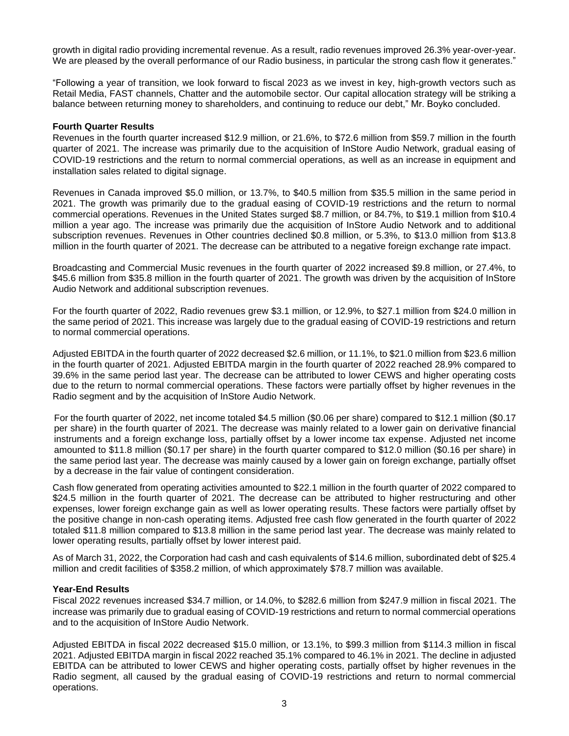growth in digital radio providing incremental revenue. As a result, radio revenues improved 26.3% year-over-year. We are pleased by the overall performance of our Radio business, in particular the strong cash flow it generates."

"Following a year of transition, we look forward to fiscal 2023 as we invest in key, high-growth vectors such as Retail Media, FAST channels, Chatter and the automobile sector. Our capital allocation strategy will be striking a balance between returning money to shareholders, and continuing to reduce our debt," Mr. Boyko concluded.

**Fourth Quarter Results**

Revenues in the fourth quarter increased $12.9 million, or 21.6%, to $72.6 million from $59.7 million in the fourth quarter of 2021. The increase was primarily due to the acquisition of InStore Audio Network, gradual easing of COVID-19 restrictions and the return to normal commercial operations, as well as an increase in equipment and installation sales related to digital signage.

Revenues in Canada improved $5.0 million, or 13.7%, to $40.5 million from $35.5 million in the same period in 2021. The growth was primarily due to the gradual easing of COVID-19 restrictions and the return to normal commercial operations. Revenues in the United States surged $8.7 million, or 84.7%, to $19.1 million from $10.4 million a year ago. The increase was primarily due the acquisition of InStore Audio Network and to additional subscription revenues. Revenues in Other countries declined $0.8 million, or 5.3%, to $13.0 million from $13.8 million in the fourth quarter of 2021. The decrease can be attributed to a negative foreign exchange rate impact.

Broadcasting and Commercial Music revenues in the fourth quarter of 2022 increased $9.8 million, or 27.4%, to $45.6 million from $35.8 million in the fourth quarter of 2021. The growth was driven by the acquisition of InStore Audio Network and additional subscription revenues.

For the fourth quarter of 2022, Radio revenues grew $3.1 million, or 12.9%, to $27.1 million from $24.0 million in the same period of 2021. This increase was largely due to the gradual easing of COVID-19 restrictions and return to normal commercial operations.

Adjusted EBITDA in the fourth quarter of 2022 decreased $2.6 million, or 11.1%, to $21.0 million from $23.6 million in the fourth quarter of 2021. Adjusted EBITDA margin in the fourth quarter of 2022 reached 28.9% compared to 39.6% in the same period last year. The decrease can be attributed to lower CEWS and higher operating costs due to the return to normal commercial operations. These factors were partially offset by higher revenues in the Radio segment and by the acquisition of InStore Audio Network.

For the fourth quarter of 2022, net income totaled $4.5 million ($0.06 per share) compared to $12.1 million ($0.17 per share) in the fourth quarter of 2021. The decrease was mainly related to a lower gain on derivative financial instruments and a foreign exchange loss, partially offset by a lower income tax expense. Adjusted net income amounted to $11.8 million ($0.17 per share) in the fourth quarter compared to $12.0 million ($0.16 per share) in the same period last year. The decrease was mainly caused by a lower gain on foreign exchange, partially offset by a decrease in the fair value of contingent consideration.

Cash flow generated from operating activities amounted to $22.1 million in the fourth quarter of 2022 compared to $24.5 million in the fourth quarter of 2021. The decrease can be attributed to higher restructuring and other expenses, lower foreign exchange gain as well as lower operating results. These factors were partially offset by the positive change in non-cash operating items. Adjusted free cash flow generated in the fourth quarter of 2022 totaled $11.8 million compared to $13.8 million in the same period last year. The decrease was mainly related to lower operating results, partially offset by lower interest paid.

As of March 31, 2022, the Corporation had cash and cash equivalents of $14.6 million, subordinated debt of $25.4 million and credit facilities of $358.2 million, of which approximately $78.7 million was available.

**Year-End Results**

Fiscal 2022 revenues increased $34.7 million, or 14.0%, to $282.6 million from $247.9 million in fiscal 2021. The increase was primarily due to gradual easing of COVID-19 restrictions and return to normal commercial operations and to the acquisition of InStore Audio Network.

Adjusted EBITDA in fiscal 2022 decreased $15.0 million, or 13.1%, to $99.3 million from $114.3 million in fiscal 2021. Adjusted EBITDA margin in fiscal 2022 reached 35.1% compared to 46.1% in 2021. The decline in adjusted EBITDA can be attributed to lower CEWS and higher operating costs, partially offset by higher revenues in the Radio segment, all caused by the gradual easing of COVID-19 restrictions and return to normal commercial operations.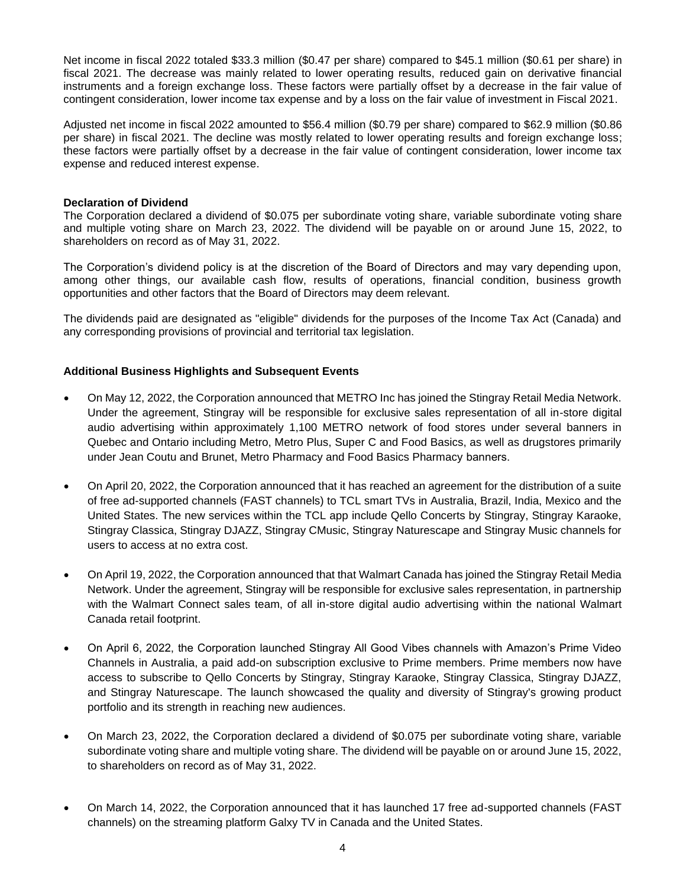Net income in fiscal 2022 totaled $33.3 million ($0.47 per share) compared to $45.1 million ($0.61 per share) in fiscal 2021. The decrease was mainly related to lower operating results, reduced gain on derivative financial instruments and a foreign exchange loss. These factors were partially offset by a decrease in the fair value of contingent consideration, lower income tax expense and by a loss on the fair value of investment in Fiscal 2021.

Adjusted net income in fiscal 2022 amounted to $56.4 million ($0.79 per share) compared to $62.9 million ($0.86 per share) in fiscal 2021. The decline was mostly related to lower operating results and foreign exchange loss; these factors were partially offset by a decrease in the fair value of contingent consideration, lower income tax expense and reduced interest expense.

**Declaration of Dividend**

The Corporation declared a dividend of $0.075 per subordinate voting share, variable subordinate voting share and multiple voting share on March 23, 2022. The dividend will be payable on or around June 15, 2022, to shareholders on record as of May 31, 2022.

The Corporation's dividend policy is at the discretion of the Board of Directors and may vary depending upon, among other things, our available cash flow, results of operations, financial condition, business growth opportunities and other factors that the Board of Directors may deem relevant.

The dividends paid are designated as "eligible" dividends for the purposes of the Income Tax Act (Canada) and any corresponding provisions of provincial and territorial tax legislation.

**Additional Business Highlights and Subsequent Events**

- On May 12, 2022, the Corporation announced that METRO Inc has joined the Stingray Retail Media Network. Under the agreement, Stingray will be responsible for exclusive sales representation of all in-store digital audio advertising within approximately 1,100 METRO network of food stores under several banners in Quebec and Ontario including Metro, Metro Plus, Super C and Food Basics, as well as drugstores primarily under Jean Coutu and Brunet, Metro Pharmacy and Food Basics Pharmacy banners.

- On April 20, 2022, the Corporation announced that it has reached an agreement for the distribution of a suite of free ad-supported channels (FAST channels) to TCL smart TVs in Australia, Brazil, India, Mexico and the United States. The new services within the TCL app include Qello Concerts by Stingray, Stingray Karaoke, Stingray Classica, Stingray DJAZZ, Stingray CMusic, Stingray Naturescape and Stingray Music channels for users to access at no extra cost.

- On April 19, 2022, the Corporation announced that that Walmart Canada has joined the Stingray Retail Media Network. Under the agreement, Stingray will be responsible for exclusive sales representation, in partnership with the Walmart Connect sales team, of all in-store digital audio advertising within the national Walmart Canada retail footprint.

- On April 6, 2022, the Corporation launched Stingray All Good Vibes channels with Amazon's Prime Video Channels in Australia, a paid add-on subscription exclusive to Prime members. Prime members now have access to subscribe to Qello Concerts by Stingray, Stingray Karaoke, Stingray Classica, Stingray DJAZZ, and Stingray Naturescape. The launch showcased the quality and diversity of Stingray's growing product portfolio and its strength in reaching new audiences.

- On March 23, 2022, the Corporation declared a dividend of $0.075 per subordinate voting share, variable subordinate voting share and multiple voting share. The dividend will be payable on or around June 15, 2022, to shareholders on record as of May 31, 2022.

- On March 14, 2022, the Corporation announced that it has launched 17 free ad-supported channels (FAST channels) on the streaming platform Galxy TV in Canada and the United States.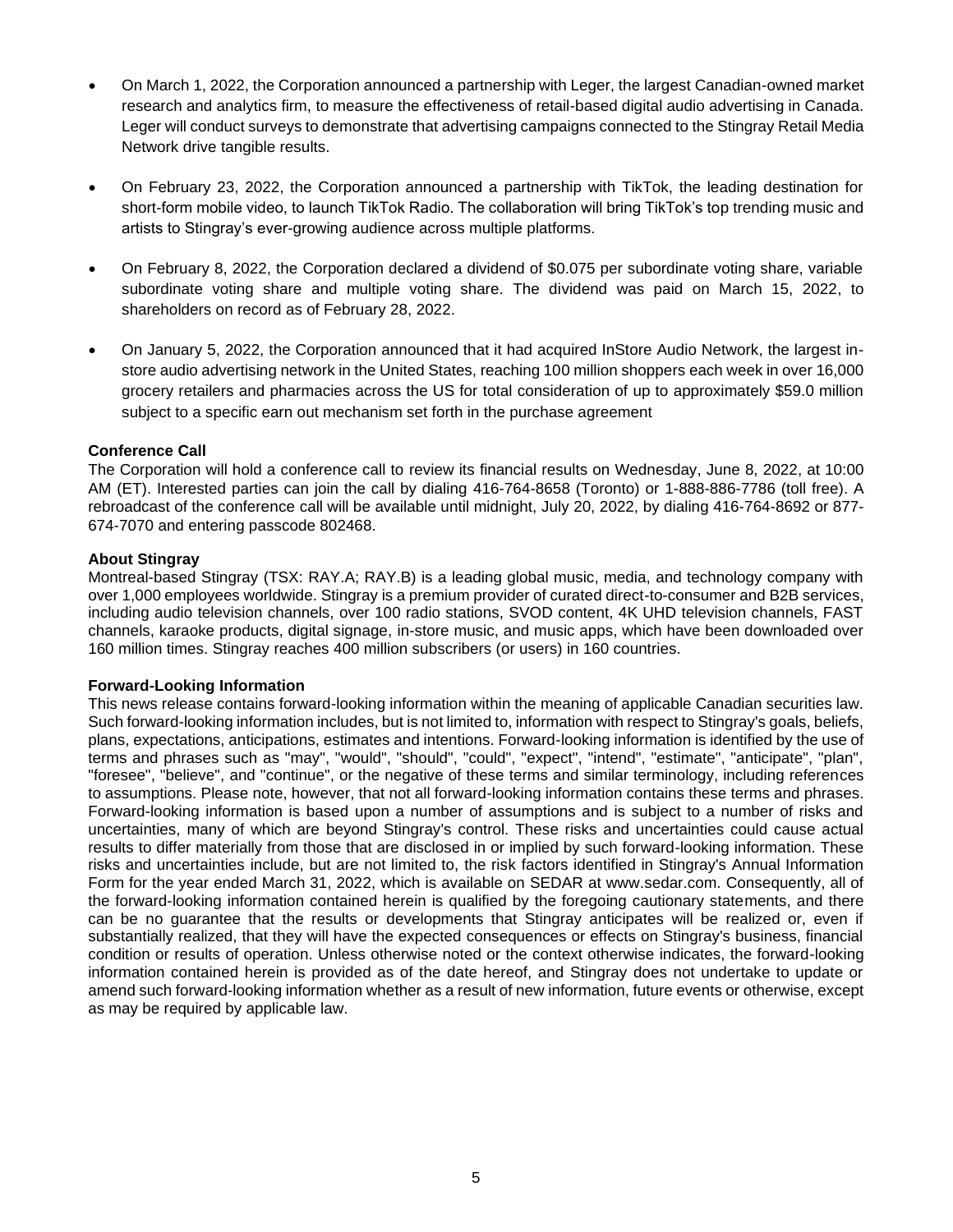- On March 1, 2022, the Corporation announced a partnership with Leger, the largest Canadian-owned market research and analytics firm, to measure the effectiveness of retail-based digital audio advertising in Canada. Leger will conduct surveys to demonstrate that advertising campaigns connected to the Stingray Retail Media Network drive tangible results.

- On February 23, 2022, the Corporation announced a partnership with TikTok, the leading destination for short-form mobile video, to launch TikTok Radio. The collaboration will bring TikTok's top trending music and artists to Stingray's ever-growing audience across multiple platforms.

- On February 8, 2022, the Corporation declared a dividend of $0.075 per subordinate voting share, variable subordinate voting share and multiple voting share. The dividend was paid on March 15, 2022, to shareholders on record as of February 28, 2022.

- On January 5, 2022, the Corporation announced that it had acquired InStore Audio Network, the largest in-store audio advertising network in the United States, reaching 100 million shoppers each week in over 16,000 grocery retailers and pharmacies across the US for total consideration of up to approximately $59.0 million subject to a specific earn out mechanism set forth in the purchase agreement

**Conference Call**

The Corporation will hold a conference call to review its financial results on Wednesday, June 8, 2022, at 10:00 AM (ET). Interested parties can join the call by dialing 416-764-8658 (Toronto) or 1-888-886-7786 (toll free). A rebroadcast of the conference call will be available until midnight, July 20, 2022, by dialing 416-764-8692 or 877-674-7070 and entering passcode 802468.

**About Stingray**

Montreal-based Stingray (TSX: RAY.A; RAY.B) is a leading global music, media, and technology company with over 1,000 employees worldwide. Stingray is a premium provider of curated direct-to-consumer and B2B services, including audio television channels, over 100 radio stations, SVOD content, 4K UHD television channels, FAST channels, karaoke products, digital signage, in-store music, and music apps, which have been downloaded over 160 million times. Stingray reaches 400 million subscribers (or users) in 160 countries.

**Forward-Looking Information**

This news release contains forward-looking information within the meaning of applicable Canadian securities law. Such forward-looking information includes, but is not limited to, information with respect to Stingray's goals, beliefs, plans, expectations, anticipations, estimates and intentions. Forward-looking information is identified by the use of terms and phrases such as "may", "would", "should", "could", "expect", "intend", "estimate", "anticipate", "plan", "foresee", "believe", and "continue", or the negative of these terms and similar terminology, including references to assumptions. Please note, however, that not all forward-looking information contains these terms and phrases. Forward-looking information is based upon a number of assumptions and is subject to a number of risks and uncertainties, many of which are beyond Stingray's control. These risks and uncertainties could cause actual results to differ materially from those that are disclosed in or implied by such forward-looking information. These risks and uncertainties include, but are not limited to, the risk factors identified in Stingray's Annual Information Form for the year ended March 31, 2022, which is available on SEDAR at www.sedar.com. Consequently, all of the forward-looking information contained herein is qualified by the foregoing cautionary statements, and there can be no guarantee that the results or developments that Stingray anticipates will be realized or, even if substantially realized, that they will have the expected consequences or effects on Stingray's business, financial condition or results of operation. Unless otherwise noted or the context otherwise indicates, the forward-looking information contained herein is provided as of the date hereof, and Stingray does not undertake to update or amend such forward-looking information whether as a result of new information, future events or otherwise, except as may be required by applicable law.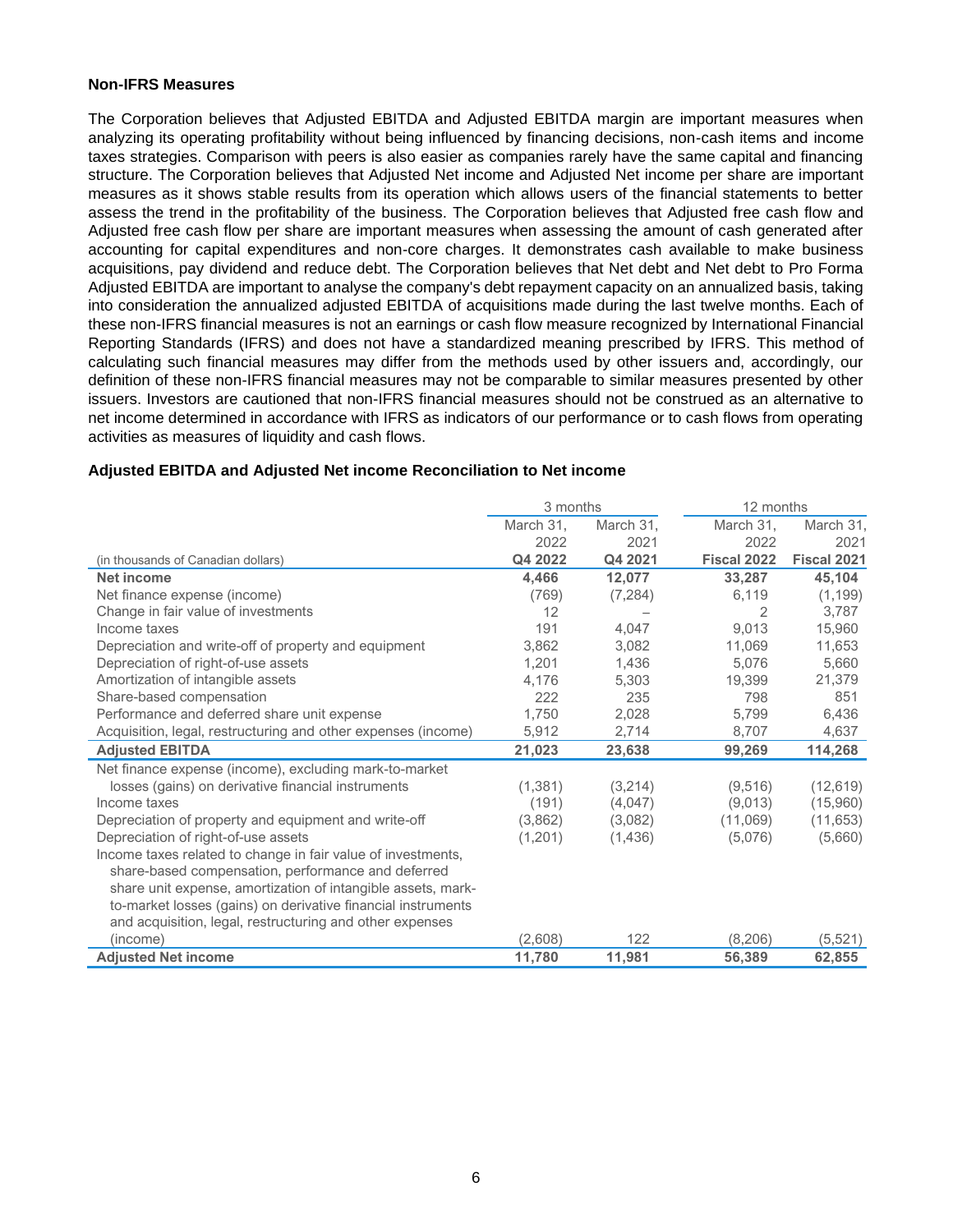### Non-IFRS Measures

The Corporation believes that Adjusted EBITDA and Adjusted EBITDA margin are important measures when analyzing its operating profitability without being influenced by financing decisions, non-cash items and income taxes strategies. Comparison with peers is also easier as companies rarely have the same capital and financing structure. The Corporation believes that Adjusted Net income and Adjusted Net income per share are important measures as it shows stable results from its operation which allows users of the financial statements to better assess the trend in the profitability of the business. The Corporation believes that Adjusted free cash flow and Adjusted free cash flow per share are important measures when assessing the amount of cash generated after accounting for capital expenditures and non-core charges. It demonstrates cash available to make business acquisitions, pay dividend and reduce debt. The Corporation believes that Net debt and Net debt to Pro Forma Adjusted EBITDA are important to analyse the company's debt repayment capacity on an annualized basis, taking into consideration the annualized adjusted EBITDA of acquisitions made during the last twelve months. Each of these non-IFRS financial measures is not an earnings or cash flow measure recognized by International Financial Reporting Standards (IFRS) and does not have a standardized meaning prescribed by IFRS. This method of calculating such financial measures may differ from the methods used by other issuers and, accordingly, our definition of these non-IFRS financial measures may not be comparable to similar measures presented by other issuers. Investors are cautioned that non-IFRS financial measures should not be construed as an alternative to net income determined in accordance with IFRS as indicators of our performance or to cash flows from operating activities as measures of liquidity and cash flows.

### Adjusted EBITDA and Adjusted Net income Reconciliation to Net income

| | 3 months | | 12 months | |
|---|---|---|---|---|
| | March 31, 2022 | March 31, 2021 | March 31, 2022 | March 31, 2021 |
| (in thousands of Canadian dollars) | **Q4 2022** | **Q4 2021** | **Fiscal 2022** | **Fiscal 2021** |
| **Net income** | **4,466** | **12,077** | **33,287** | **45,104** |
| Net finance expense (income) | (769) | (7,284) | 6,119 | (1,199) |
| Change in fair value of investments | 12 | – | 2 | 3,787 |
| Income taxes | 191 | 4,047 | 9,013 | 15,960 |
| Depreciation and write-off of property and equipment | 3,862 | 3,082 | 11,069 | 11,653 |
| Depreciation of right-of-use assets | 1,201 | 1,436 | 5,076 | 5,660 |
| Amortization of intangible assets | 4,176 | 5,303 | 19,399 | 21,379 |
| Share-based compensation | 222 | 235 | 798 | 851 |
| Performance and deferred share unit expense | 1,750 | 2,028 | 5,799 | 6,436 |
| Acquisition, legal, restructuring and other expenses (income) | 5,912 | 2,714 | 8,707 | 4,637 |
| **Adjusted EBITDA** | **21,023** | **23,638** | **99,269** | **114,268** |
| Net finance expense (income), excluding mark-to-market losses (gains) on derivative financial instruments | (1,381) | (3,214) | (9,516) | (12,619) |
| Income taxes | (191) | (4,047) | (9,013) | (15,960) |
| Depreciation of property and equipment and write-off | (3,862) | (3,082) | (11,069) | (11,653) |
| Depreciation of right-of-use assets | (1,201) | (1,436) | (5,076) | (5,660) |
| Income taxes related to change in fair value of investments, share-based compensation, performance and deferred share unit expense, amortization of intangible assets, mark-to-market losses (gains) on derivative financial instruments and acquisition, legal, restructuring and other expenses (income) | (2,608) | 122 | (8,206) | (5,521) |
| **Adjusted Net income** | **11,780** | **11,981** | **56,389** | **62,855** |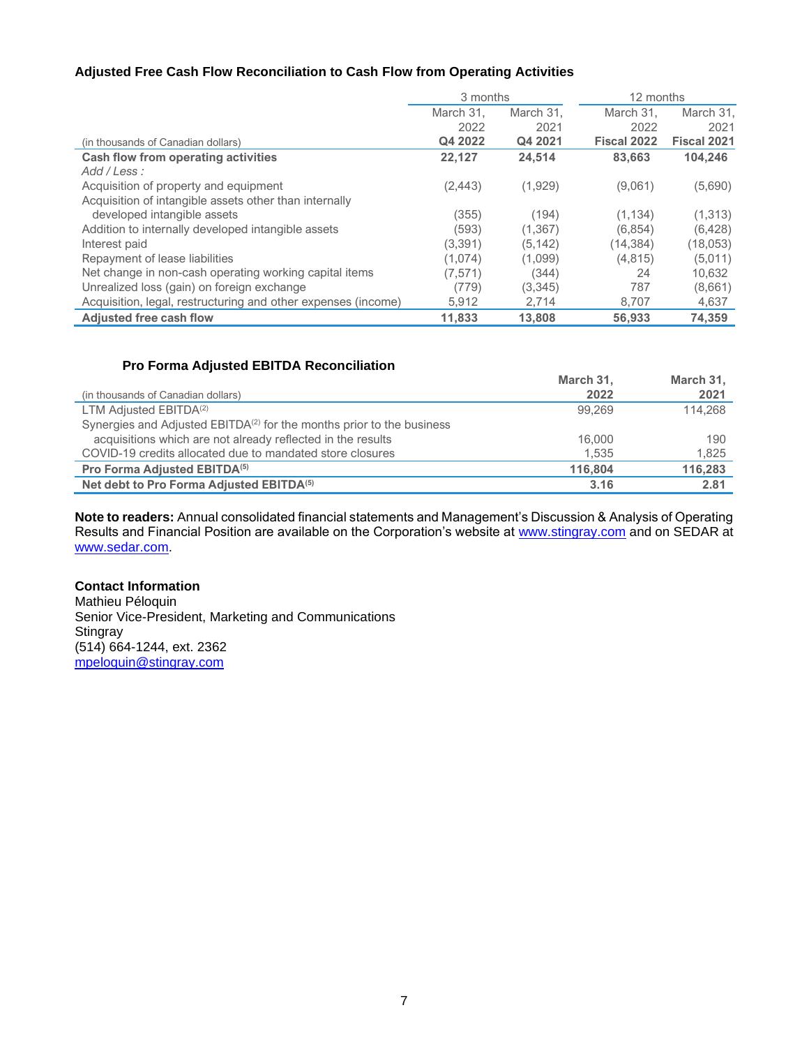**Adjusted Free Cash Flow Reconciliation to Cash Flow from Operating Activities**

| (in thousands of Canadian dollars) | 3 months | | 12 months | |
|---|---|---|---|---|
| | March 31, 2022 **Q4 2022** | March 31, 2021 **Q4 2021** | March 31, 2022 **Fiscal 2022** | March 31, 2021 **Fiscal 2021** |
| **Cash flow from operating activities** | **22,127** | **24,514** | **83,663** | **104,246** |
| *Add / Less :* | | | | |
| Acquisition of property and equipment | (2,443) | (1,929) | (9,061) | (5,690) |
| Acquisition of intangible assets other than internally developed intangible assets | (355) | (194) | (1,134) | (1,313) |
| Addition to internally developed intangible assets | (593) | (1,367) | (6,854) | (6,428) |
| Interest paid | (3,391) | (5,142) | (14,384) | (18,053) |
| Repayment of lease liabilities | (1,074) | (1,099) | (4,815) | (5,011) |
| Net change in non-cash operating working capital items | (7,571) | (344) | 24 | 10,632 |
| Unrealized loss (gain) on foreign exchange | (779) | (3,345) | 787 | (8,661) |
| Acquisition, legal, restructuring and other expenses (income) | 5,912 | 2,714 | 8,707 | 4,637 |
| **Adjusted free cash flow** | **11,833** | **13,808** | **56,933** | **74,359** |

**Pro Forma Adjusted EBITDA Reconciliation**

| (in thousands of Canadian dollars) | **March 31, 2022** | **March 31, 2021** |
|---|---|---|
| LTM Adjusted EBITDA[(2)] | 99,269 | 114,268 |
| Synergies and Adjusted EBITDA[(2)] for the months prior to the business acquisitions which are not already reflected in the results | 16,000 | 190 |
| COVID-19 credits allocated due to mandated store closures | 1,535 | 1,825 |
| **Pro Forma Adjusted EBITDA[(5)]** | **116,804** | **116,283** |
| **Net debt to Pro Forma Adjusted EBITDA[(5)]** | **3.16** | **2.81** |

**Note to readers:** Annual consolidated financial statements and Management's Discussion & Analysis of Operating Results and Financial Position are available on the Corporation's website at www.stingray.com and on SEDAR at www.sedar.com.

**Contact Information**
Mathieu Péloquin
Senior Vice-President, Marketing and Communications
Stingray
(514) 664-1244, ext. 2362
mpeloquin@stingray.com